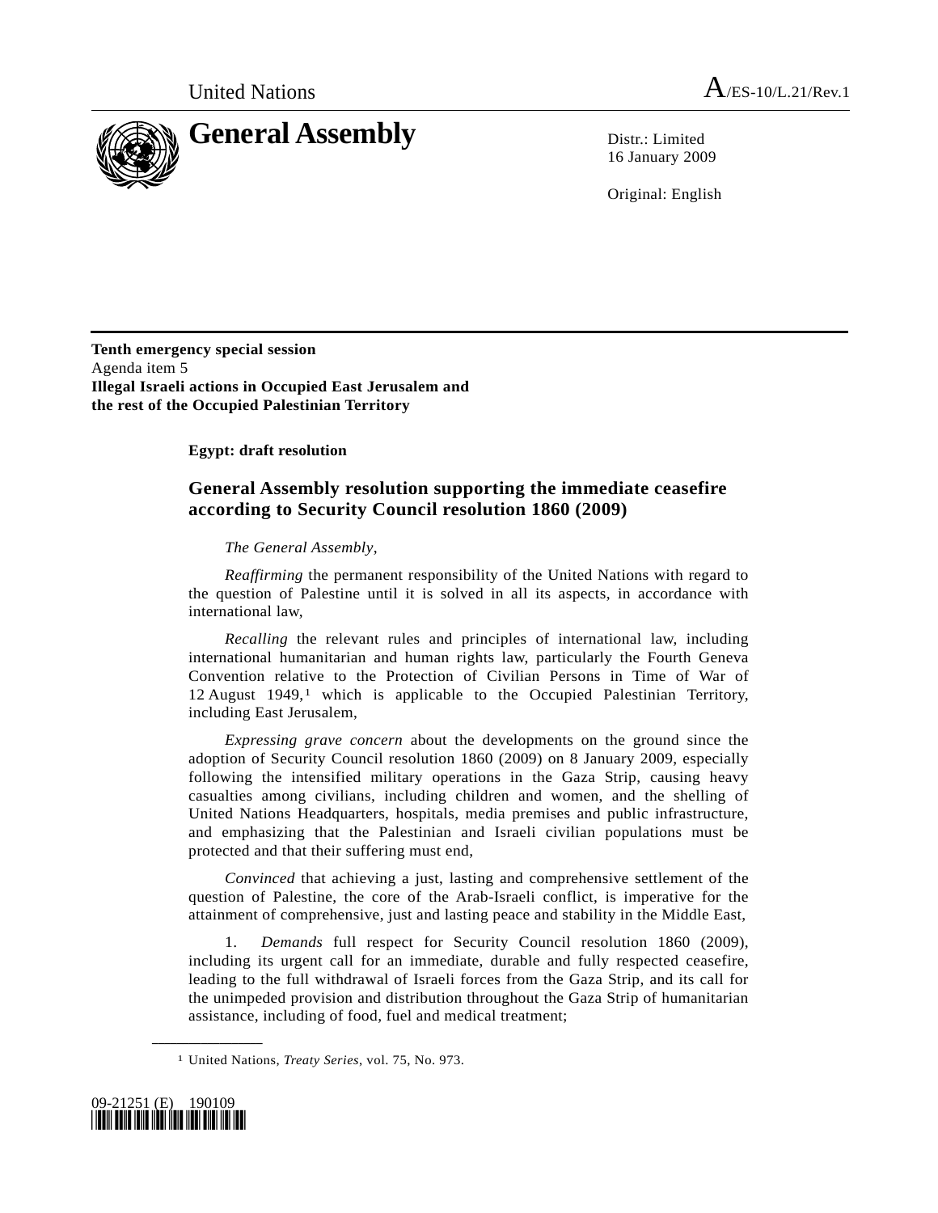United Nations A/ES-10/L.21/Rev.1

# General Assembly

Distr.: Limited
16 January 2009

Original: English

**Tenth emergency special session**
Agenda item 5
**Illegal Israeli actions in Occupied East Jerusalem and the rest of the Occupied Palestinian Territory**

**Egypt: draft resolution**

## General Assembly resolution supporting the immediate ceasefire according to Security Council resolution 1860 (2009)

*The General Assembly*,

*Reaffirming* the permanent responsibility of the United Nations with regard to the question of Palestine until it is solved in all its aspects, in accordance with international law,

*Recalling* the relevant rules and principles of international law, including international humanitarian and human rights law, particularly the Fourth Geneva Convention relative to the Protection of Civilian Persons in Time of War of 12 August 1949,[1] which is applicable to the Occupied Palestinian Territory, including East Jerusalem,

*Expressing grave concern* about the developments on the ground since the adoption of Security Council resolution 1860 (2009) on 8 January 2009, especially following the intensified military operations in the Gaza Strip, causing heavy casualties among civilians, including children and women, and the shelling of United Nations Headquarters, hospitals, media premises and public infrastructure, and emphasizing that the Palestinian and Israeli civilian populations must be protected and that their suffering must end,

*Convinced* that achieving a just, lasting and comprehensive settlement of the question of Palestine, the core of the Arab-Israeli conflict, is imperative for the attainment of comprehensive, just and lasting peace and stability in the Middle East,

1. *Demands* full respect for Security Council resolution 1860 (2009), including its urgent call for an immediate, durable and fully respected ceasefire, leading to the full withdrawal of Israeli forces from the Gaza Strip, and its call for the unimpeded provision and distribution throughout the Gaza Strip of humanitarian assistance, including of food, fuel and medical treatment;

---

[1] United Nations, *Treaty Series*, vol. 75, No. 973.

09-21251 (E) 190109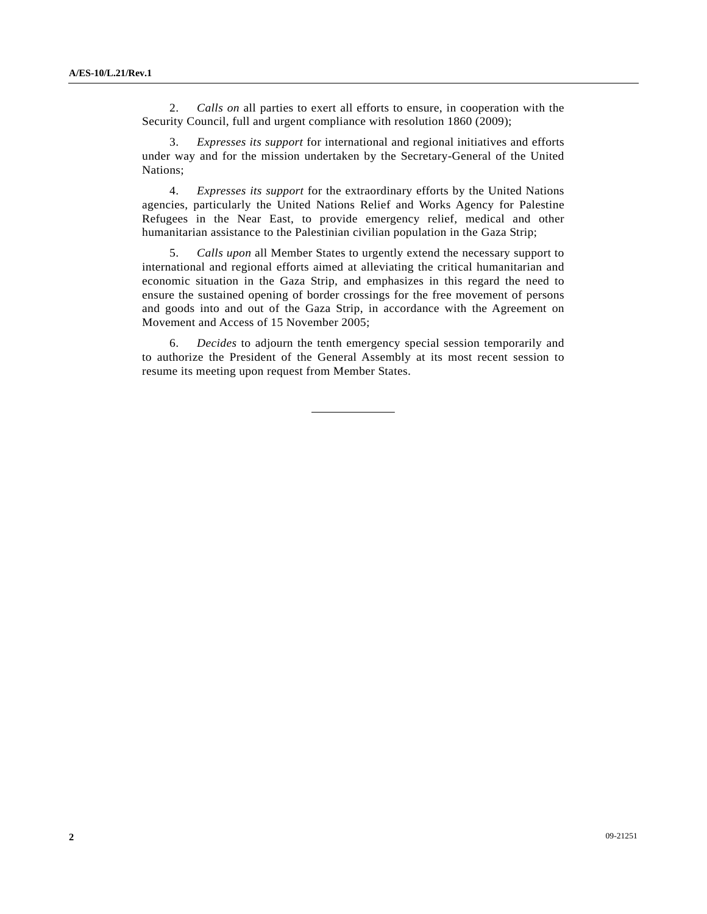2. *Calls on* all parties to exert all efforts to ensure, in cooperation with the Security Council, full and urgent compliance with resolution 1860 (2009);

3. *Expresses its support* for international and regional initiatives and efforts under way and for the mission undertaken by the Secretary-General of the United Nations;

4. *Expresses its support* for the extraordinary efforts by the United Nations agencies, particularly the United Nations Relief and Works Agency for Palestine Refugees in the Near East, to provide emergency relief, medical and other humanitarian assistance to the Palestinian civilian population in the Gaza Strip;

5. *Calls upon* all Member States to urgently extend the necessary support to international and regional efforts aimed at alleviating the critical humanitarian and economic situation in the Gaza Strip, and emphasizes in this regard the need to ensure the sustained opening of border crossings for the free movement of persons and goods into and out of the Gaza Strip, in accordance with the Agreement on Movement and Access of 15 November 2005;

6. *Decides* to adjourn the tenth emergency special session temporarily and to authorize the President of the General Assembly at its most recent session to resume its meeting upon request from Member States.